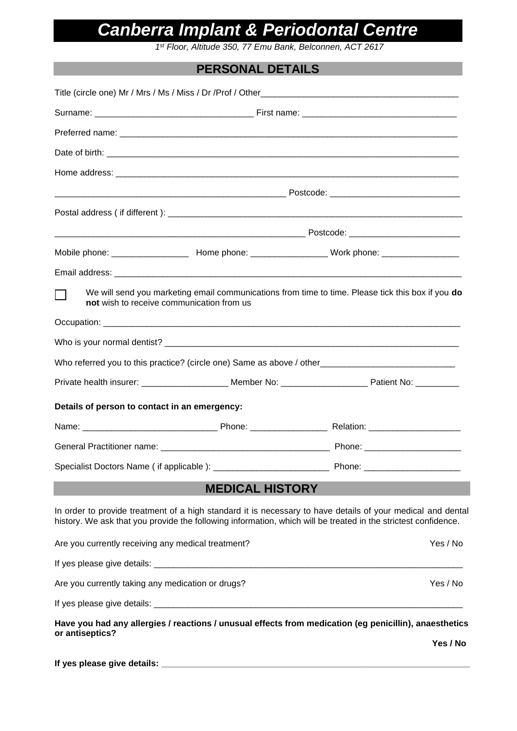# *Canberra Implant & Periodontal Centre*

*1st Floor, Altitude 350, 77 Emu Bank, Belconnen, ACT 2617*

## PERSONAL DETAILS

Title (circle one) Mr / Mrs / Ms / Miss / Dr /Prof / Other________________________________________

Surname: _________________________________ First name: ________________________________

Preferred name: ___________________________________________________________________________

Date of birth: _____________________________________________________________________________

Home address: ____________________________________________________________________________

_________________________________________________ Postcode: ___________________________

Postal address ( if different ): _________________________________________________________________

_____________________________________________________ Postcode: _______________________

Mobile phone: ________________ Home phone: ________________ Work phone: ________________

Email address: _____________________________________________________________________________

☐ We will send you marketing email communications from time to time. Please tick this box if you **do not** wish to receive communication from us

Occupation: ________________________________________________________________________________

Who is your normal dentist? __________________________________________________________________

Who referred you to this practice? (circle one) Same as above / other____________________________

Private health insurer: __________________ Member No: __________________ Patient No: _________

**Details of person to contact in an emergency:**

Name: ____________________________ Phone: ________________ Relation: ___________________

General Practitioner name: ___________________________________ Phone: ____________________

Specialist Doctors Name ( if applicable ): ________________________ Phone: ____________________

## MEDICAL HISTORY

In order to provide treatment of a high standard it is necessary to have details of your medical and dental history. We ask that you provide the following information, which will be treated in the strictest confidence.

Are you currently receiving any medical treatment? Yes / No

If yes please give details: ___________________________________________________________________

Are you currently taking any medication or drugs? Yes / No

If yes please give details: ___________________________________________________________________

**Have you had any allergies / reactions / unusual effects from medication (eg penicillin), anaesthetics or antiseptics?**

**Yes / No**

**If yes please give details: ___________________________________________________________________**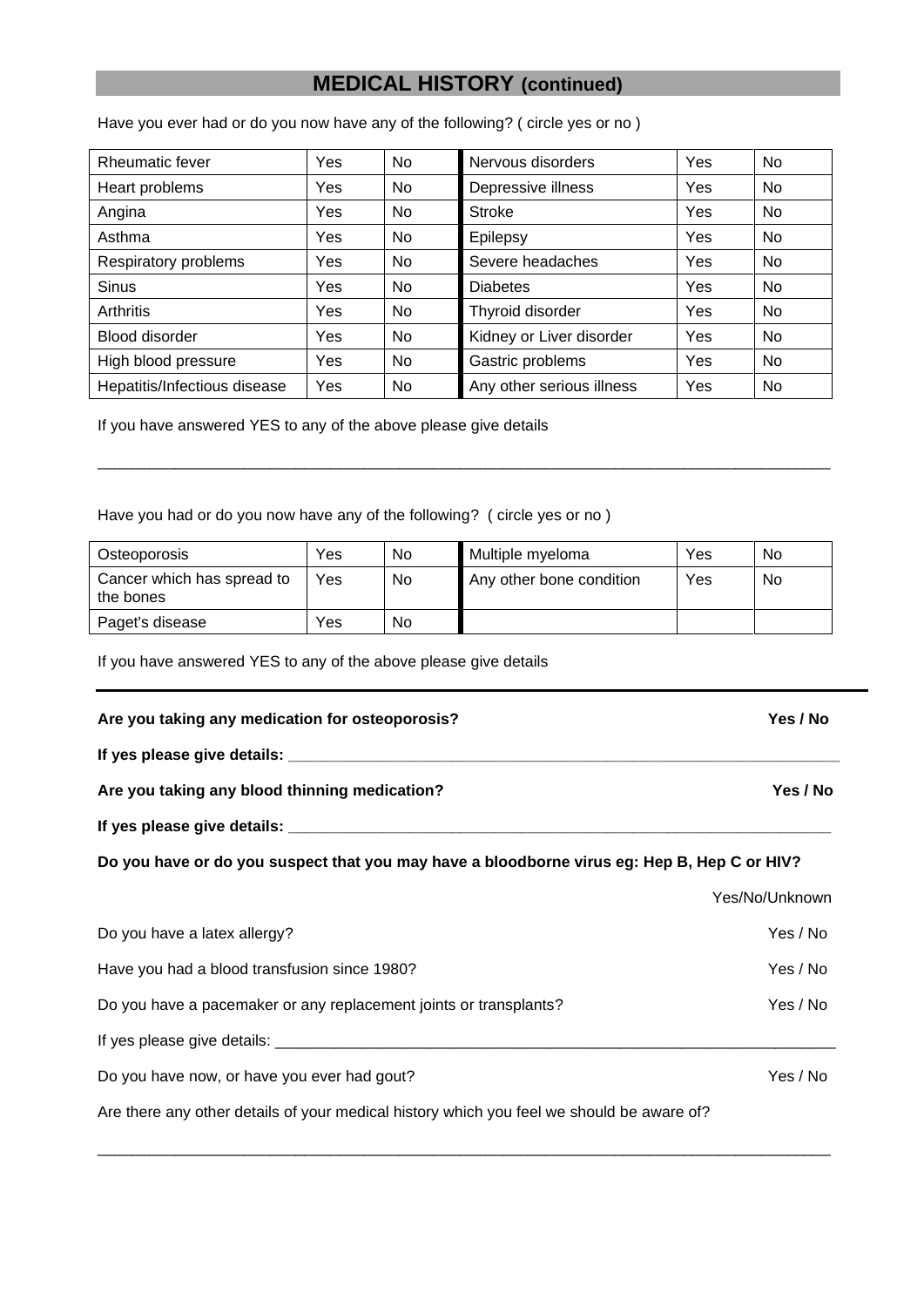## MEDICAL HISTORY (continued)

Have you ever had or do you now have any of the following? ( circle yes or no )

| | | | | | |
|---|---|---|---|---|---|
| Rheumatic fever | Yes | No | Nervous disorders | Yes | No |
| Heart problems | Yes | No | Depressive illness | Yes | No |
| Angina | Yes | No | Stroke | Yes | No |
| Asthma | Yes | No | Epilepsy | Yes | No |
| Respiratory problems | Yes | No | Severe headaches | Yes | No |
| Sinus | Yes | No | Diabetes | Yes | No |
| Arthritis | Yes | No | Thyroid disorder | Yes | No |
| Blood disorder | Yes | No | Kidney or Liver disorder | Yes | No |
| High blood pressure | Yes | No | Gastric problems | Yes | No |
| Hepatitis/Infectious disease | Yes | No | Any other serious illness | Yes | No |

If you have answered YES to any of the above please give details

_______________________________________________________________________________

Have you had or do you now have any of the following? ( circle yes or no )

| | | | | | |
|---|---|---|---|---|---|
| Osteoporosis | Yes | No | Multiple myeloma | Yes | No |
| Cancer which has spread to the bones | Yes | No | Any other bone condition | Yes | No |
| Paget's disease | Yes | No | | | |

If you have answered YES to any of the above please give details

---

**Are you taking any medication for osteoporosis?** **Yes / No**

**If yes please give details:** _______________________________________________

**Are you taking any blood thinning medication?** **Yes / No**

**If yes please give details:** _______________________________________________

**Do you have or do you suspect that you may have a bloodborne virus eg: Hep B, Hep C or HIV?**

Yes/No/Unknown

Do you have a latex allergy? Yes / No

Have you had a blood transfusion since 1980? Yes / No

Do you have a pacemaker or any replacement joints or transplants? Yes / No

If yes please give details: _______________________________________________

Do you have now, or have you ever had gout? Yes / No

Are there any other details of your medical history which you feel we should be aware of?

_______________________________________________________________________________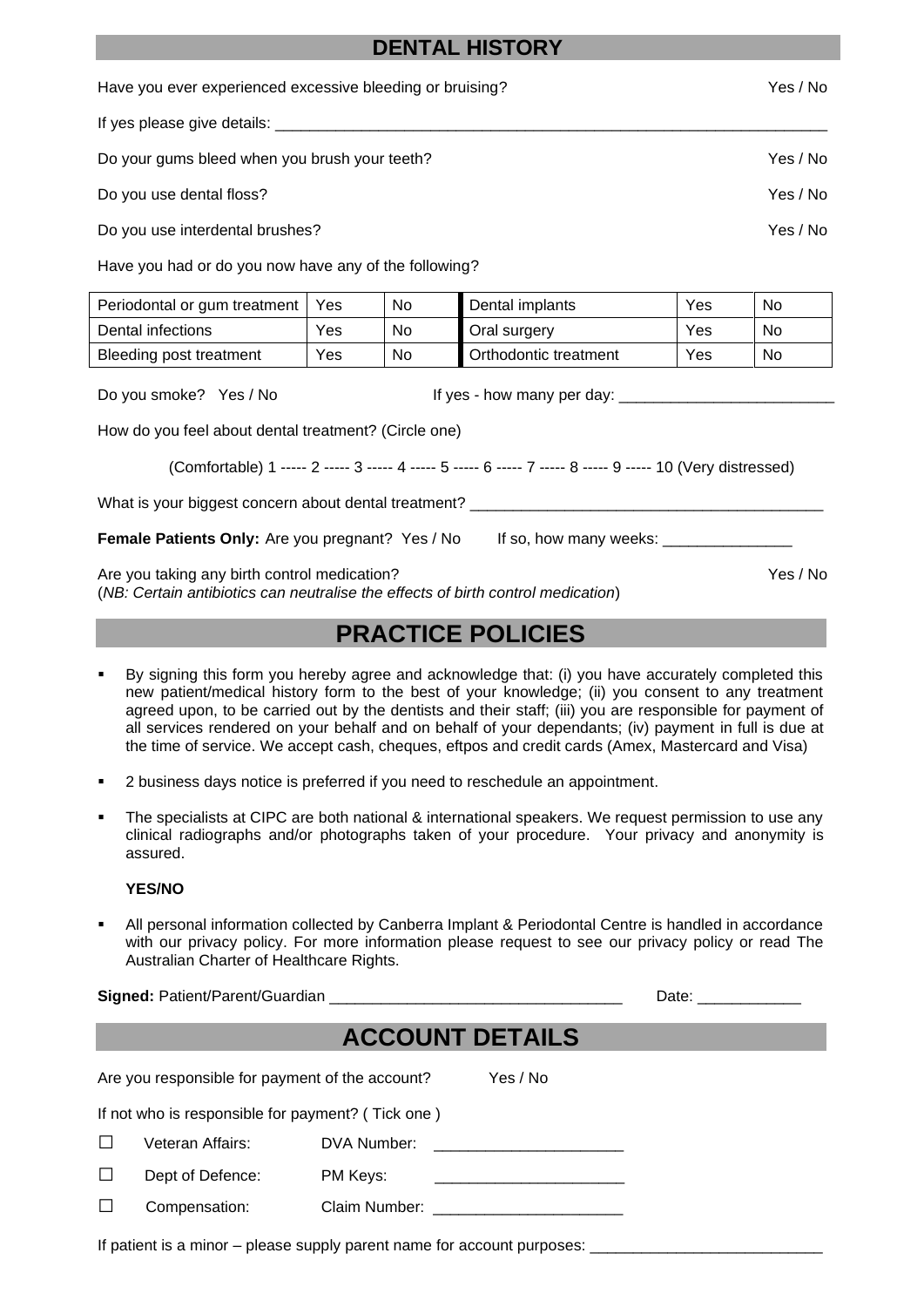## DENTAL HISTORY

Have you ever experienced excessive bleeding or bruising? Yes / No

If yes please give details: ___________________________________________________________________

Do your gums bleed when you brush your teeth? Yes / No

Do you use dental floss? Yes / No

Do you use interdental brushes? Yes / No

Have you had or do you now have any of the following?

| | | | | | |
|---|---|---|---|---|---|
| Periodontal or gum treatment | Yes | No | Dental implants | Yes | No |
| Dental infections | Yes | No | Oral surgery | Yes | No |
| Bleeding post treatment | Yes | No | Orthodontic treatment | Yes | No |

Do you smoke? Yes / No If yes - how many per day: _________________________

How do you feel about dental treatment? (Circle one)

(Comfortable) 1 ----- 2 ----- 3 ----- 4 ----- 5 ----- 6 ----- 7 ----- 8 ----- 9 ----- 10 (Very distressed)

What is your biggest concern about dental treatment? __________________________________________

**Female Patients Only:** Are you pregnant? Yes / No If so, how many weeks: _______________

Are you taking any birth control medication? Yes / No
(*NB: Certain antibiotics can neutralise the effects of birth control medication*)

## PRACTICE POLICIES

- By signing this form you hereby agree and acknowledge that: (i) you have accurately completed this new patient/medical history form to the best of your knowledge; (ii) you consent to any treatment agreed upon, to be carried out by the dentists and their staff; (iii) you are responsible for payment of all services rendered on your behalf and on behalf of your dependants; (iv) payment in full is due at the time of service. We accept cash, cheques, eftpos and credit cards (Amex, Mastercard and Visa)
- 2 business days notice is preferred if you need to reschedule an appointment.
- The specialists at CIPC are both national & international speakers. We request permission to use any clinical radiographs and/or photographs taken of your procedure. Your privacy and anonymity is assured.

  **YES/NO**

- All personal information collected by Canberra Implant & Periodontal Centre is handled in accordance with our privacy policy. For more information please request to see our privacy policy or read The Australian Charter of Healthcare Rights.

**Signed:** Patient/Parent/Guardian _________________________________ Date: ____________

## ACCOUNT DETAILS

Are you responsible for payment of the account? Yes / No

If not who is responsible for payment? ( Tick one )

☐ Veteran Affairs: DVA Number: ______________________

☐ Dept of Defence: PM Keys: ______________________

☐ Compensation: Claim Number: ______________________

If patient is a minor – please supply parent name for account purposes: ___________________________